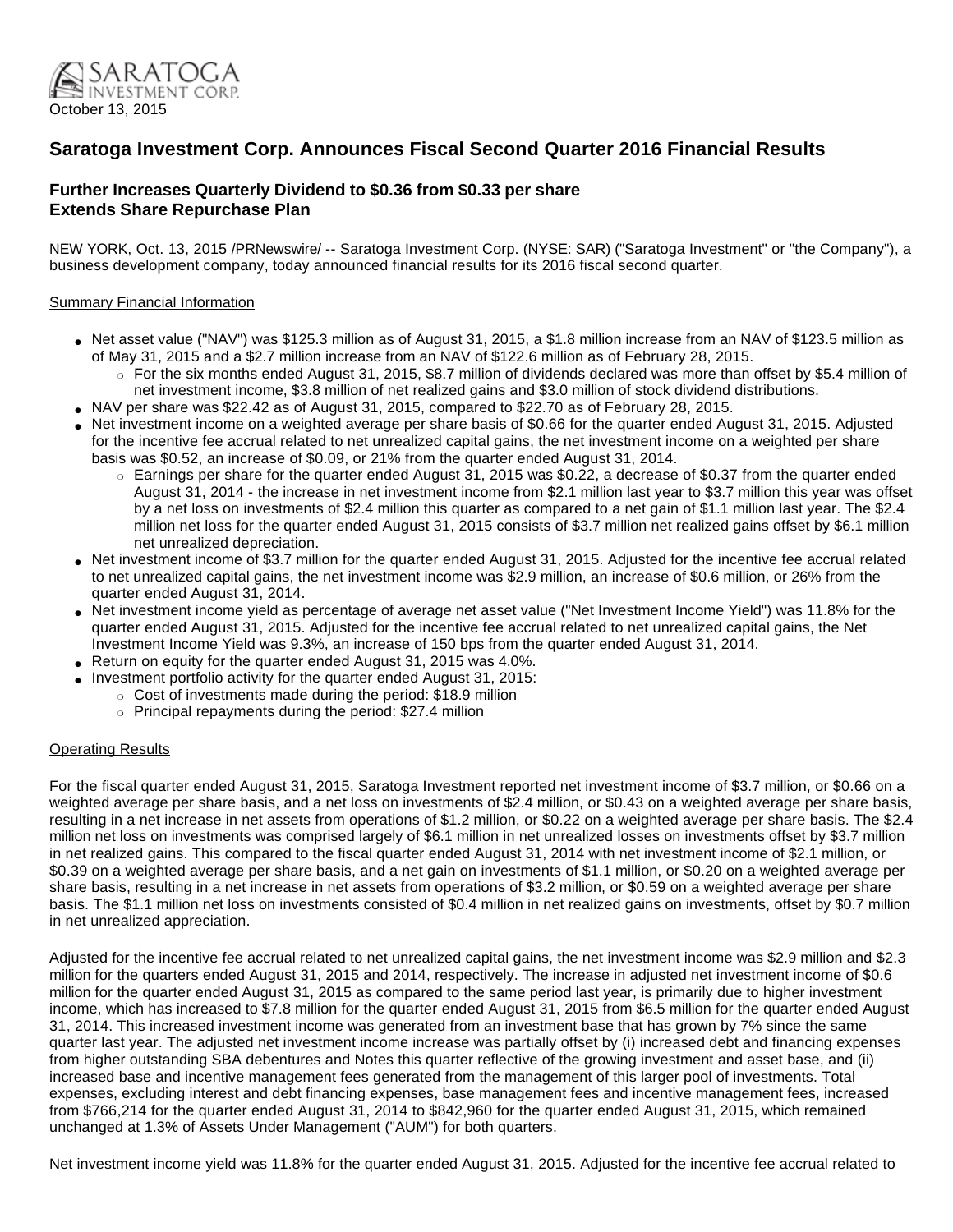SARATOGA INVESTMENT CORP.

October 13, 2015

# Saratoga Investment Corp. Announces Fiscal Second Quarter 2016 Financial Results

## Further Increases Quarterly Dividend to $0.36 from $0.33 per share
## Extends Share Repurchase Plan

NEW YORK, Oct. 13, 2015 /PRNewswire/ -- Saratoga Investment Corp. (NYSE: SAR) ("Saratoga Investment" or "the Company"), a business development company, today announced financial results for its 2016 fiscal second quarter.

Summary Financial Information

- Net asset value ("NAV") was $125.3 million as of August 31, 2015, a $1.8 million increase from an NAV of $123.5 million as of May 31, 2015 and a $2.7 million increase from an NAV of $122.6 million as of February 28, 2015.
  - For the six months ended August 31, 2015, $8.7 million of dividends declared was more than offset by $5.4 million of net investment income, $3.8 million of net realized gains and $3.0 million of stock dividend distributions.
- NAV per share was $22.42 as of August 31, 2015, compared to $22.70 as of February 28, 2015.
- Net investment income on a weighted average per share basis of $0.66 for the quarter ended August 31, 2015. Adjusted for the incentive fee accrual related to net unrealized capital gains, the net investment income on a weighted per share basis was $0.52, an increase of $0.09, or 21% from the quarter ended August 31, 2014.
  - Earnings per share for the quarter ended August 31, 2015 was $0.22, a decrease of $0.37 from the quarter ended August 31, 2014 - the increase in net investment income from $2.1 million last year to $3.7 million this year was offset by a net loss on investments of $2.4 million this quarter as compared to a net gain of $1.1 million last year. The $2.4 million net loss for the quarter ended August 31, 2015 consists of $3.7 million net realized gains offset by $6.1 million net unrealized depreciation.
- Net investment income of $3.7 million for the quarter ended August 31, 2015. Adjusted for the incentive fee accrual related to net unrealized capital gains, the net investment income was $2.9 million, an increase of $0.6 million, or 26% from the quarter ended August 31, 2014.
- Net investment income yield as percentage of average net asset value ("Net Investment Income Yield") was 11.8% for the quarter ended August 31, 2015. Adjusted for the incentive fee accrual related to net unrealized capital gains, the Net Investment Income Yield was 9.3%, an increase of 150 bps from the quarter ended August 31, 2014.
- Return on equity for the quarter ended August 31, 2015 was 4.0%.
- Investment portfolio activity for the quarter ended August 31, 2015:
  - Cost of investments made during the period: $18.9 million
  - Principal repayments during the period: $27.4 million

Operating Results

For the fiscal quarter ended August 31, 2015, Saratoga Investment reported net investment income of $3.7 million, or $0.66 on a weighted average per share basis, and a net loss on investments of $2.4 million, or $0.43 on a weighted average per share basis, resulting in a net increase in net assets from operations of $1.2 million, or $0.22 on a weighted average per share basis. The $2.4 million net loss on investments was comprised largely of $6.1 million in net unrealized losses on investments offset by $3.7 million in net realized gains. This compared to the fiscal quarter ended August 31, 2014 with net investment income of $2.1 million, or $0.39 on a weighted average per share basis, and a net gain on investments of $1.1 million, or $0.20 on a weighted average per share basis, resulting in a net increase in net assets from operations of $3.2 million, or $0.59 on a weighted average per share basis. The $1.1 million net loss on investments consisted of $0.4 million in net realized gains on investments, offset by $0.7 million in net unrealized appreciation.

Adjusted for the incentive fee accrual related to net unrealized capital gains, the net investment income was $2.9 million and $2.3 million for the quarters ended August 31, 2015 and 2014, respectively. The increase in adjusted net investment income of $0.6 million for the quarter ended August 31, 2015 as compared to the same period last year, is primarily due to higher investment income, which has increased to $7.8 million for the quarter ended August 31, 2015 from $6.5 million for the quarter ended August 31, 2014. This increased investment income was generated from an investment base that has grown by 7% since the same quarter last year. The adjusted net investment income increase was partially offset by (i) increased debt and financing expenses from higher outstanding SBA debentures and Notes this quarter reflective of the growing investment and asset base, and (ii) increased base and incentive management fees generated from the management of this larger pool of investments. Total expenses, excluding interest and debt financing expenses, base management fees and incentive management fees, increased from $766,214 for the quarter ended August 31, 2014 to $842,960 for the quarter ended August 31, 2015, which remained unchanged at 1.3% of Assets Under Management ("AUM") for both quarters.

Net investment income yield was 11.8% for the quarter ended August 31, 2015. Adjusted for the incentive fee accrual related to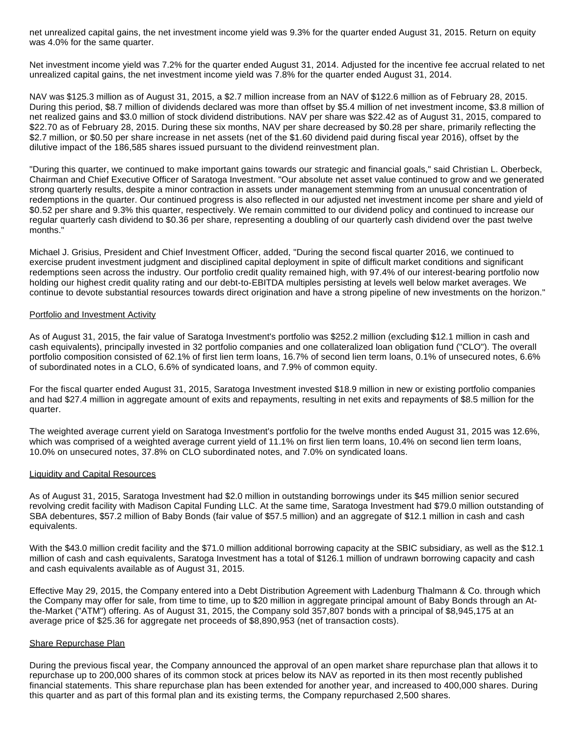net unrealized capital gains, the net investment income yield was 9.3% for the quarter ended August 31, 2015. Return on equity was 4.0% for the same quarter.

Net investment income yield was 7.2% for the quarter ended August 31, 2014. Adjusted for the incentive fee accrual related to net unrealized capital gains, the net investment income yield was 7.8% for the quarter ended August 31, 2014.

NAV was $125.3 million as of August 31, 2015, a $2.7 million increase from an NAV of $122.6 million as of February 28, 2015. During this period, $8.7 million of dividends declared was more than offset by $5.4 million of net investment income, $3.8 million of net realized gains and $3.0 million of stock dividend distributions. NAV per share was $22.42 as of August 31, 2015, compared to $22.70 as of February 28, 2015. During these six months, NAV per share decreased by $0.28 per share, primarily reflecting the $2.7 million, or $0.50 per share increase in net assets (net of the $1.60 dividend paid during fiscal year 2016), offset by the dilutive impact of the 186,585 shares issued pursuant to the dividend reinvestment plan.

"During this quarter, we continued to make important gains towards our strategic and financial goals," said Christian L. Oberbeck, Chairman and Chief Executive Officer of Saratoga Investment. "Our absolute net asset value continued to grow and we generated strong quarterly results, despite a minor contraction in assets under management stemming from an unusual concentration of redemptions in the quarter. Our continued progress is also reflected in our adjusted net investment income per share and yield of $0.52 per share and 9.3% this quarter, respectively. We remain committed to our dividend policy and continued to increase our regular quarterly cash dividend to $0.36 per share, representing a doubling of our quarterly cash dividend over the past twelve months."

Michael J. Grisius, President and Chief Investment Officer, added, "During the second fiscal quarter 2016, we continued to exercise prudent investment judgment and disciplined capital deployment in spite of difficult market conditions and significant redemptions seen across the industry. Our portfolio credit quality remained high, with 97.4% of our interest-bearing portfolio now holding our highest credit quality rating and our debt-to-EBITDA multiples persisting at levels well below market averages. We continue to devote substantial resources towards direct origination and have a strong pipeline of new investments on the horizon."

## Portfolio and Investment Activity

As of August 31, 2015, the fair value of Saratoga Investment's portfolio was $252.2 million (excluding $12.1 million in cash and cash equivalents), principally invested in 32 portfolio companies and one collateralized loan obligation fund ("CLO"). The overall portfolio composition consisted of 62.1% of first lien term loans, 16.7% of second lien term loans, 0.1% of unsecured notes, 6.6% of subordinated notes in a CLO, 6.6% of syndicated loans, and 7.9% of common equity.

For the fiscal quarter ended August 31, 2015, Saratoga Investment invested $18.9 million in new or existing portfolio companies and had $27.4 million in aggregate amount of exits and repayments, resulting in net exits and repayments of $8.5 million for the quarter.

The weighted average current yield on Saratoga Investment's portfolio for the twelve months ended August 31, 2015 was 12.6%, which was comprised of a weighted average current yield of 11.1% on first lien term loans, 10.4% on second lien term loans, 10.0% on unsecured notes, 37.8% on CLO subordinated notes, and 7.0% on syndicated loans.

## Liquidity and Capital Resources

As of August 31, 2015, Saratoga Investment had $2.0 million in outstanding borrowings under its $45 million senior secured revolving credit facility with Madison Capital Funding LLC. At the same time, Saratoga Investment had $79.0 million outstanding of SBA debentures, $57.2 million of Baby Bonds (fair value of $57.5 million) and an aggregate of $12.1 million in cash and cash equivalents.

With the $43.0 million credit facility and the $71.0 million additional borrowing capacity at the SBIC subsidiary, as well as the $12.1 million of cash and cash equivalents, Saratoga Investment has a total of $126.1 million of undrawn borrowing capacity and cash and cash equivalents available as of August 31, 2015.

Effective May 29, 2015, the Company entered into a Debt Distribution Agreement with Ladenburg Thalmann & Co. through which the Company may offer for sale, from time to time, up to $20 million in aggregate principal amount of Baby Bonds through an At-the-Market ("ATM") offering. As of August 31, 2015, the Company sold 357,807 bonds with a principal of $8,945,175 at an average price of $25.36 for aggregate net proceeds of $8,890,953 (net of transaction costs).

## Share Repurchase Plan

During the previous fiscal year, the Company announced the approval of an open market share repurchase plan that allows it to repurchase up to 200,000 shares of its common stock at prices below its NAV as reported in its then most recently published financial statements. This share repurchase plan has been extended for another year, and increased to 400,000 shares. During this quarter and as part of this formal plan and its existing terms, the Company repurchased 2,500 shares.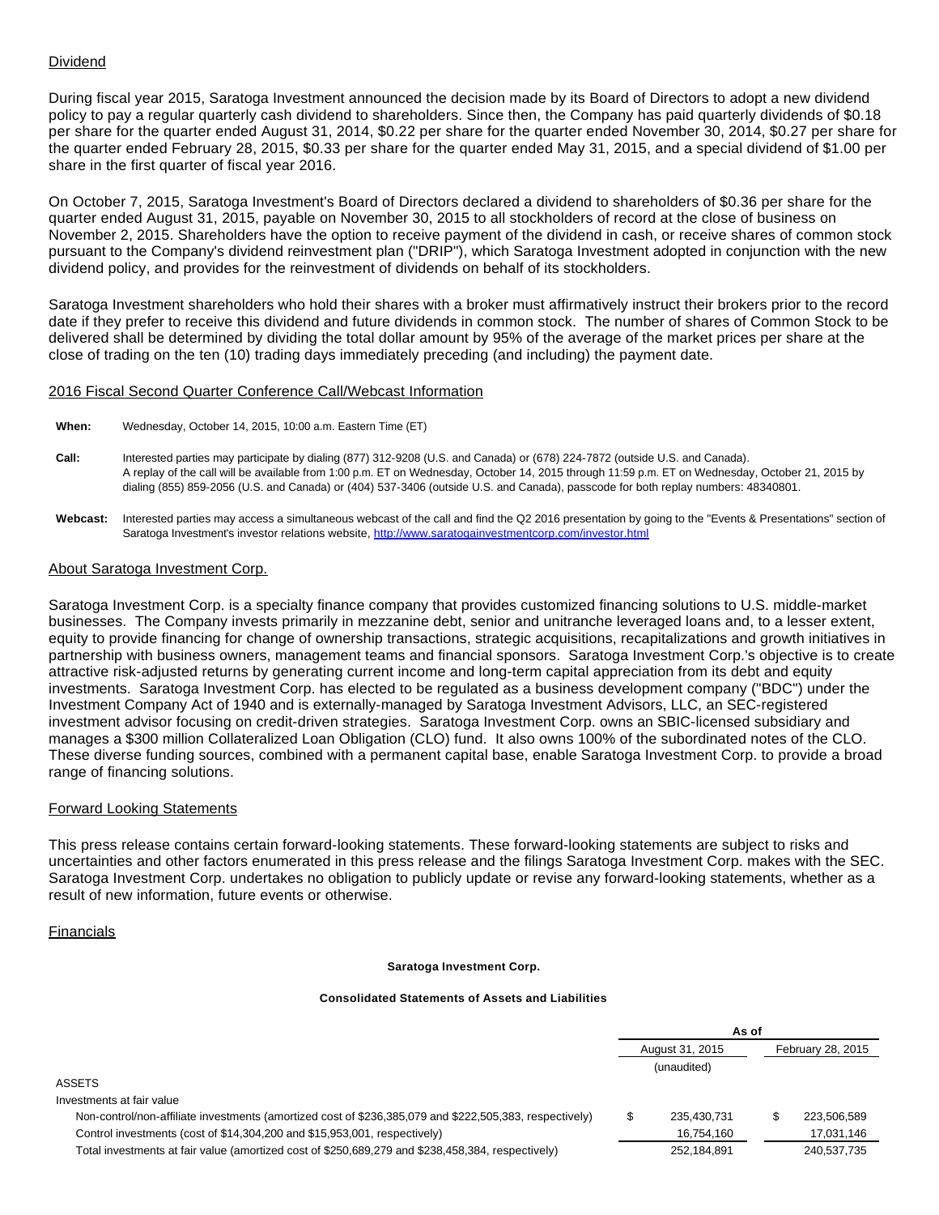## Dividend

During fiscal year 2015, Saratoga Investment announced the decision made by its Board of Directors to adopt a new dividend policy to pay a regular quarterly cash dividend to shareholders. Since then, the Company has paid quarterly dividends of $0.18 per share for the quarter ended August 31, 2014, $0.22 per share for the quarter ended November 30, 2014, $0.27 per share for the quarter ended February 28, 2015, $0.33 per share for the quarter ended May 31, 2015, and a special dividend of $1.00 per share in the first quarter of fiscal year 2016.

On October 7, 2015, Saratoga Investment's Board of Directors declared a dividend to shareholders of $0.36 per share for the quarter ended August 31, 2015, payable on November 30, 2015 to all stockholders of record at the close of business on November 2, 2015. Shareholders have the option to receive payment of the dividend in cash, or receive shares of common stock pursuant to the Company's dividend reinvestment plan ("DRIP"), which Saratoga Investment adopted in conjunction with the new dividend policy, and provides for the reinvestment of dividends on behalf of its stockholders.

Saratoga Investment shareholders who hold their shares with a broker must affirmatively instruct their brokers prior to the record date if they prefer to receive this dividend and future dividends in common stock. The number of shares of Common Stock to be delivered shall be determined by dividing the total dollar amount by 95% of the average of the market prices per share at the close of trading on the ten (10) trading days immediately preceding (and including) the payment date.

## 2016 Fiscal Second Quarter Conference Call/Webcast Information

**When:** Wednesday, October 14, 2015, 10:00 a.m. Eastern Time (ET)

**Call:** Interested parties may participate by dialing (877) 312-9208 (U.S. and Canada) or (678) 224-7872 (outside U.S. and Canada). A replay of the call will be available from 1:00 p.m. ET on Wednesday, October 14, 2015 through 11:59 p.m. ET on Wednesday, October 21, 2015 by dialing (855) 859-2056 (U.S. and Canada) or (404) 537-3406 (outside U.S. and Canada), passcode for both replay numbers: 48340801.

**Webcast:** Interested parties may access a simultaneous webcast of the call and find the Q2 2016 presentation by going to the "Events & Presentations" section of Saratoga Investment's investor relations website, http://www.saratogainvestmentcorp.com/investor.html

## About Saratoga Investment Corp.

Saratoga Investment Corp. is a specialty finance company that provides customized financing solutions to U.S. middle-market businesses. The Company invests primarily in mezzanine debt, senior and unitranche leveraged loans and, to a lesser extent, equity to provide financing for change of ownership transactions, strategic acquisitions, recapitalizations and growth initiatives in partnership with business owners, management teams and financial sponsors. Saratoga Investment Corp.'s objective is to create attractive risk-adjusted returns by generating current income and long-term capital appreciation from its debt and equity investments. Saratoga Investment Corp. has elected to be regulated as a business development company ("BDC") under the Investment Company Act of 1940 and is externally-managed by Saratoga Investment Advisors, LLC, an SEC-registered investment advisor focusing on credit-driven strategies. Saratoga Investment Corp. owns an SBIC-licensed subsidiary and manages a $300 million Collateralized Loan Obligation (CLO) fund. It also owns 100% of the subordinated notes of the CLO. These diverse funding sources, combined with a permanent capital base, enable Saratoga Investment Corp. to provide a broad range of financing solutions.

## Forward Looking Statements

This press release contains certain forward-looking statements. These forward-looking statements are subject to risks and uncertainties and other factors enumerated in this press release and the filings Saratoga Investment Corp. makes with the SEC. Saratoga Investment Corp. undertakes no obligation to publicly update or revise any forward-looking statements, whether as a result of new information, future events or otherwise.

## Financials

**Saratoga Investment Corp.**

**Consolidated Statements of Assets and Liabilities**

| | As of | |
|---|---|---|
| | August 31, 2015 | February 28, 2015 |
| | (unaudited) | |
| ASSETS | | |
| Investments at fair value | | |
| Non-control/non-affiliate investments (amortized cost of $236,385,079 and $222,505,383, respectively) | $ 235,430,731 | $ 223,506,589 |
| Control investments (cost of $14,304,200 and $15,953,001, respectively) | 16,754,160 | 17,031,146 |
| Total investments at fair value (amortized cost of $250,689,279 and $238,458,384, respectively) | 252,184,891 | 240,537,735 |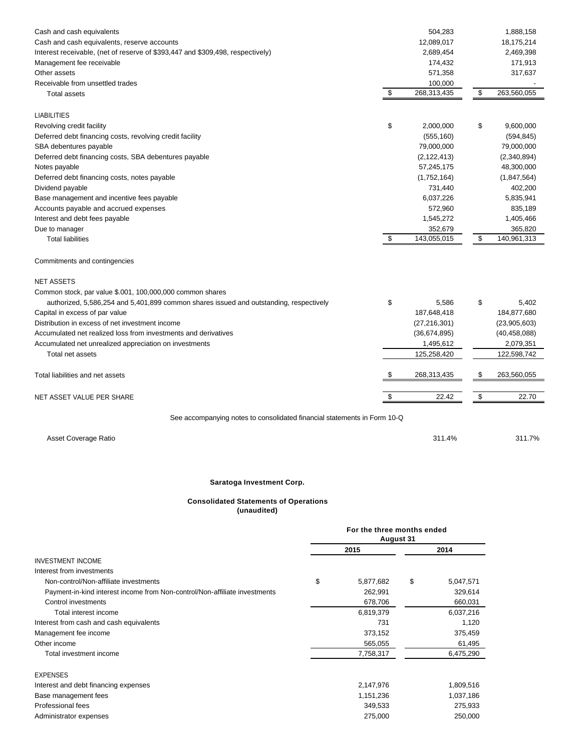| | | |
|---|---|---|
| Cash and cash equivalents | 504,283 | 1,888,158 |
| Cash and cash equivalents, reserve accounts | 12,089,017 | 18,175,214 |
| Interest receivable, (net of reserve of $393,447 and $309,498, respectively) | 2,689,454 | 2,469,398 |
| Management fee receivable | 174,432 | 171,913 |
| Other assets | 571,358 | 317,637 |
| Receivable from unsettled trades | 100,000 | - |
| Total assets | $ 268,313,435 | $ 263,560,055 |
| | | |
| LIABILITIES | | |
| Revolving credit facility | $ 2,000,000 | $ 9,600,000 |
| Deferred debt financing costs, revolving credit facility | (555,160) | (594,845) |
| SBA debentures payable | 79,000,000 | 79,000,000 |
| Deferred debt financing costs, SBA debentures payable | (2,122,413) | (2,340,894) |
| Notes payable | 57,245,175 | 48,300,000 |
| Deferred debt financing costs, notes payable | (1,752,164) | (1,847,564) |
| Dividend payable | 731,440 | 402,200 |
| Base management and incentive fees payable | 6,037,226 | 5,835,941 |
| Accounts payable and accrued expenses | 572,960 | 835,189 |
| Interest and debt fees payable | 1,545,272 | 1,405,466 |
| Due to manager | 352,679 | 365,820 |
| Total liabilities | $ 143,055,015 | $ 140,961,313 |
| | | |
| Commitments and contingencies | | |
| | | |
| NET ASSETS | | |
| Common stock, par value $.001, 100,000,000 common shares authorized, 5,586,254 and 5,401,899 common shares issued and outstanding, respectively | $ 5,586 | $ 5,402 |
| Capital in excess of par value | 187,648,418 | 184,877,680 |
| Distribution in excess of net investment income | (27,216,301) | (23,905,603) |
| Accumulated net realized loss from investments and derivatives | (36,674,895) | (40,458,088) |
| Accumulated net unrealized appreciation on investments | 1,495,612 | 2,079,351 |
| Total net assets | 125,258,420 | 122,598,742 |
| | | |
| Total liabilities and net assets | $ 268,313,435 | $ 263,560,055 |
| | | |
| NET ASSET VALUE PER SHARE | $ 22.42 | $ 22.70 |

See accompanying notes to consolidated financial statements in Form 10-Q

| | | |
|---|---|---|
| Asset Coverage Ratio | 311.4% | 311.7% |

**Saratoga Investment Corp.**

**Consolidated Statements of Operations**
**(unaudited)**

| | For the three months ended August 31 | |
|---|---|---|
| | **2015** | **2014** |
| INVESTMENT INCOME | | |
| Interest from investments | | |
| Non-control/Non-affiliate investments | $ 5,877,682 | $ 5,047,571 |
| Payment-in-kind interest income from Non-control/Non-affiliate investments | 262,991 | 329,614 |
| Control investments | 678,706 | 660,031 |
| Total interest income | 6,819,379 | 6,037,216 |
| Interest from cash and cash equivalents | 731 | 1,120 |
| Management fee income | 373,152 | 375,459 |
| Other income | 565,055 | 61,495 |
| Total investment income | 7,758,317 | 6,475,290 |
| | | |
| EXPENSES | | |
| Interest and debt financing expenses | 2,147,976 | 1,809,516 |
| Base management fees | 1,151,236 | 1,037,186 |
| Professional fees | 349,533 | 275,933 |
| Administrator expenses | 275,000 | 250,000 |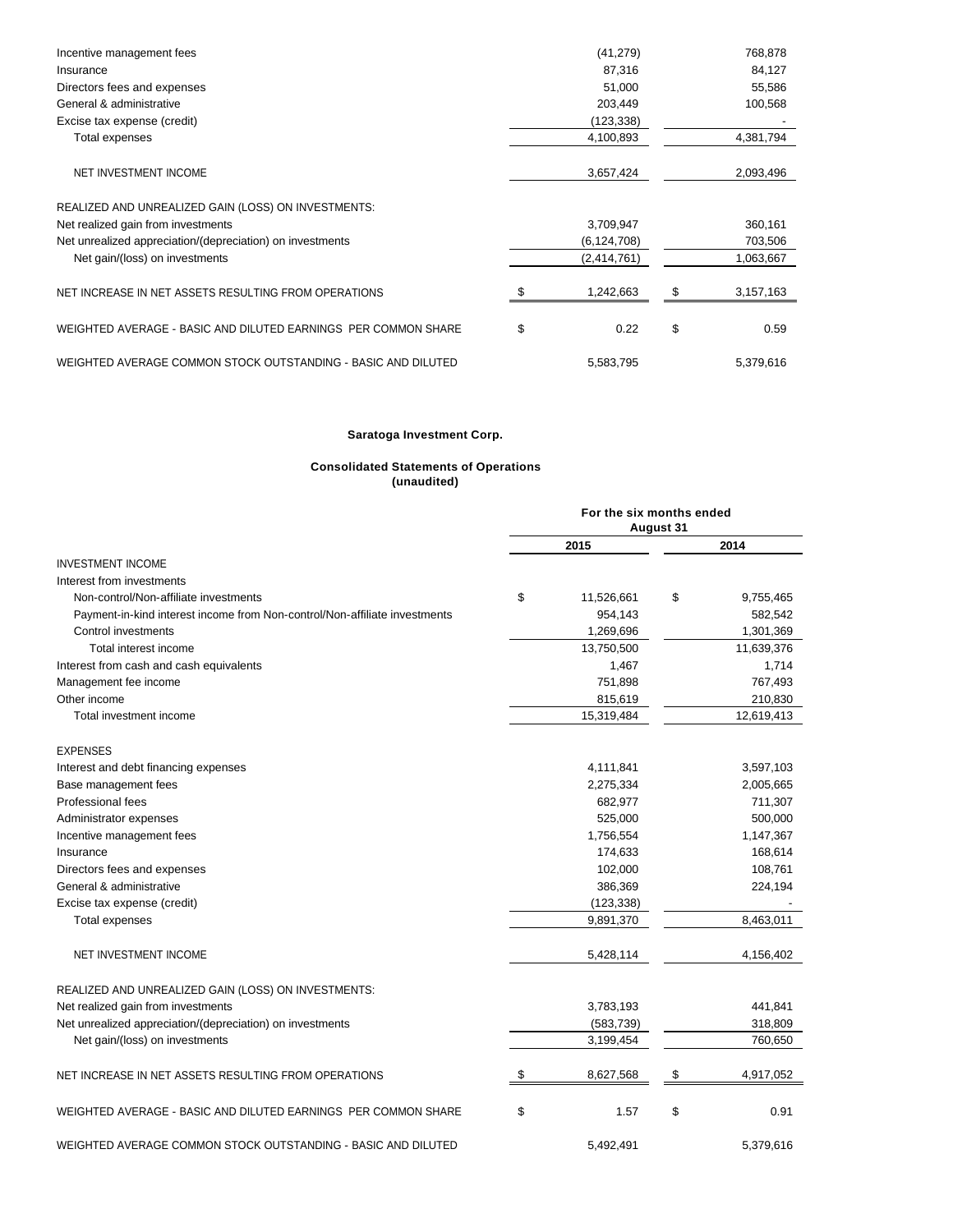| | | |
|---|---|---|
| Incentive management fees | (41,279) | 768,878 |
| Insurance | 87,316 | 84,127 |
| Directors fees and expenses | 51,000 | 55,586 |
| General & administrative | 203,449 | 100,568 |
| Excise tax expense (credit) | (123,338) | - |
| Total expenses | 4,100,893 | 4,381,794 |
| NET INVESTMENT INCOME | 3,657,424 | 2,093,496 |
| REALIZED AND UNREALIZED GAIN (LOSS) ON INVESTMENTS: | | |
| Net realized gain from investments | 3,709,947 | 360,161 |
| Net unrealized appreciation/(depreciation) on investments | (6,124,708) | 703,506 |
| Net gain/(loss) on investments | (2,414,761) | 1,063,667 |
| NET INCREASE IN NET ASSETS RESULTING FROM OPERATIONS | $ 1,242,663 | $ 3,157,163 |
| WEIGHTED AVERAGE - BASIC AND DILUTED EARNINGS PER COMMON SHARE | $ 0.22 | $ 0.59 |
| WEIGHTED AVERAGE COMMON STOCK OUTSTANDING - BASIC AND DILUTED | 5,583,795 | 5,379,616 |

**Saratoga Investment Corp.**

**Consolidated Statements of Operations**
**(unaudited)**

| | For the six months ended August 31 | |
|---|---|---|
| | 2015 | 2014 |
| INVESTMENT INCOME | | |
| Interest from investments | | |
| Non-control/Non-affiliate investments | $ 11,526,661 | $ 9,755,465 |
| Payment-in-kind interest income from Non-control/Non-affiliate investments | 954,143 | 582,542 |
| Control investments | 1,269,696 | 1,301,369 |
| Total interest income | 13,750,500 | 11,639,376 |
| Interest from cash and cash equivalents | 1,467 | 1,714 |
| Management fee income | 751,898 | 767,493 |
| Other income | 815,619 | 210,830 |
| Total investment income | 15,319,484 | 12,619,413 |
| EXPENSES | | |
| Interest and debt financing expenses | 4,111,841 | 3,597,103 |
| Base management fees | 2,275,334 | 2,005,665 |
| Professional fees | 682,977 | 711,307 |
| Administrator expenses | 525,000 | 500,000 |
| Incentive management fees | 1,756,554 | 1,147,367 |
| Insurance | 174,633 | 168,614 |
| Directors fees and expenses | 102,000 | 108,761 |
| General & administrative | 386,369 | 224,194 |
| Excise tax expense (credit) | (123,338) | - |
| Total expenses | 9,891,370 | 8,463,011 |
| NET INVESTMENT INCOME | 5,428,114 | 4,156,402 |
| REALIZED AND UNREALIZED GAIN (LOSS) ON INVESTMENTS: | | |
| Net realized gain from investments | 3,783,193 | 441,841 |
| Net unrealized appreciation/(depreciation) on investments | (583,739) | 318,809 |
| Net gain/(loss) on investments | 3,199,454 | 760,650 |
| NET INCREASE IN NET ASSETS RESULTING FROM OPERATIONS | $ 8,627,568 | $ 4,917,052 |
| WEIGHTED AVERAGE - BASIC AND DILUTED EARNINGS PER COMMON SHARE | $ 1.57 | $ 0.91 |
| WEIGHTED AVERAGE COMMON STOCK OUTSTANDING - BASIC AND DILUTED | 5,492,491 | 5,379,616 |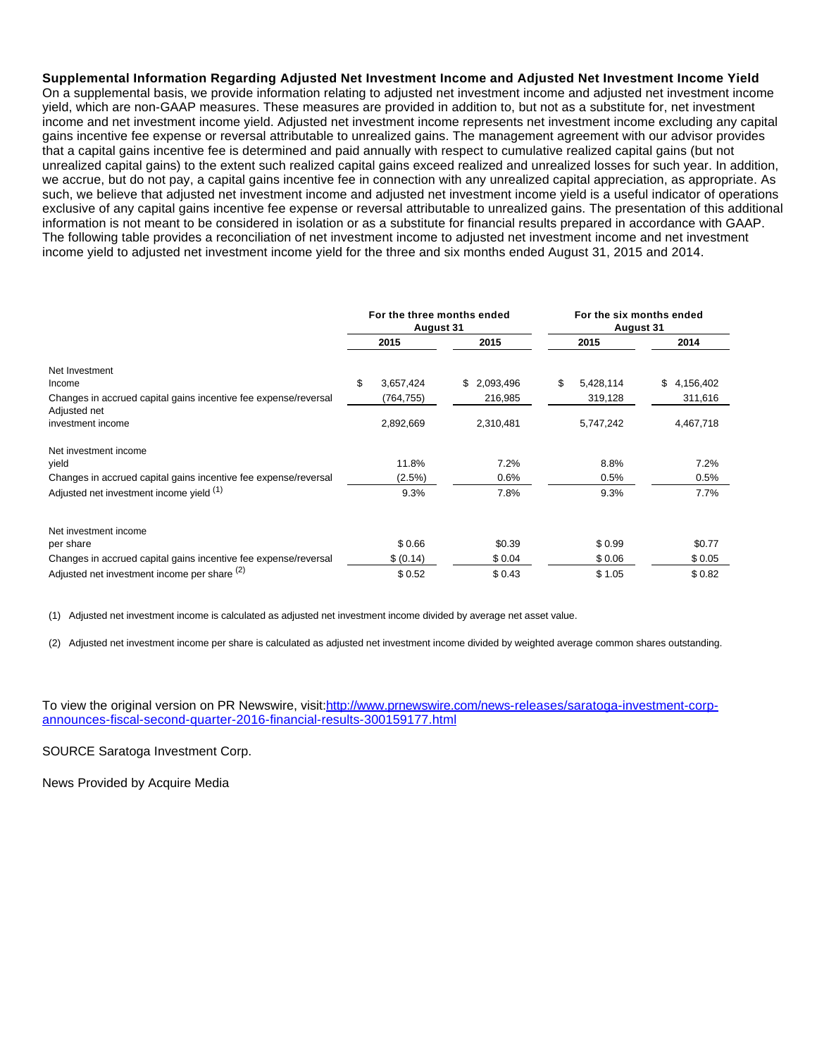**Supplemental Information Regarding Adjusted Net Investment Income and Adjusted Net Investment Income Yield**

On a supplemental basis, we provide information relating to adjusted net investment income and adjusted net investment income yield, which are non-GAAP measures. These measures are provided in addition to, but not as a substitute for, net investment income and net investment income yield. Adjusted net investment income represents net investment income excluding any capital gains incentive fee expense or reversal attributable to unrealized gains. The management agreement with our advisor provides that a capital gains incentive fee is determined and paid annually with respect to cumulative realized capital gains (but not unrealized capital gains) to the extent such realized capital gains exceed realized and unrealized losses for such year. In addition, we accrue, but do not pay, a capital gains incentive fee in connection with any unrealized capital appreciation, as appropriate. As such, we believe that adjusted net investment income and adjusted net investment income yield is a useful indicator of operations exclusive of any capital gains incentive fee expense or reversal attributable to unrealized gains. The presentation of this additional information is not meant to be considered in isolation or as a substitute for financial results prepared in accordance with GAAP. The following table provides a reconciliation of net investment income to adjusted net investment income and net investment income yield to adjusted net investment income yield for the three and six months ended August 31, 2015 and 2014.

| | For the three months ended August 31 | | For the six months ended August 31 | |
|---|---|---|---|---|
| | 2015 | 2015 | 2015 | 2014 |
| Net Investment Income | $ 3,657,424 | $ 2,093,496 | $ 5,428,114 | $ 4,156,402 |
| Changes in accrued capital gains incentive fee expense/reversal | (764,755) | 216,985 | 319,128 | 311,616 |
| Adjusted net investment income | 2,892,669 | 2,310,481 | 5,747,242 | 4,467,718 |
| Net investment income yield | 11.8% | 7.2% | 8.8% | 7.2% |
| Changes in accrued capital gains incentive fee expense/reversal | (2.5%) | 0.6% | 0.5% | 0.5% |
| Adjusted net investment income yield [(1)] | 9.3% | 7.8% | 9.3% | 7.7% |
| Net investment income per share | $ 0.66 | $0.39 | $ 0.99 | $0.77 |
| Changes in accrued capital gains incentive fee expense/reversal | $ (0.14) | $ 0.04 | $ 0.06 | $ 0.05 |
| Adjusted net investment income per share [(2)] | $ 0.52 | $ 0.43 | $ 1.05 | $ 0.82 |

(1) Adjusted net investment income is calculated as adjusted net investment income divided by average net asset value.

(2) Adjusted net investment income per share is calculated as adjusted net investment income divided by weighted average common shares outstanding.

To view the original version on PR Newswire, visit:http://www.prnewswire.com/news-releases/saratoga-investment-corp-announces-fiscal-second-quarter-2016-financial-results-300159177.html

SOURCE Saratoga Investment Corp.

News Provided by Acquire Media